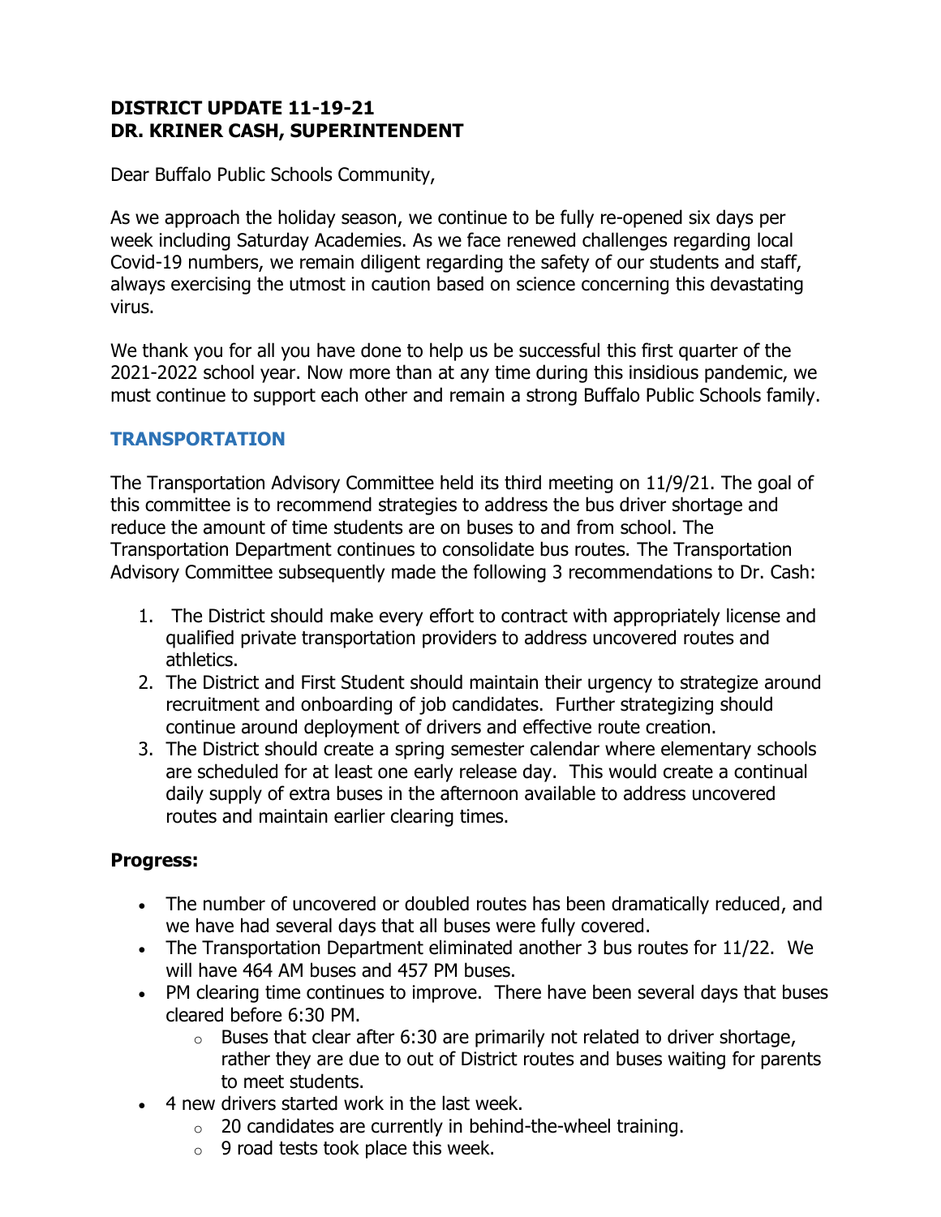**DISTRICT UPDATE 11-19-21**
**DR. KRINER CASH, SUPERINTENDENT**

Dear Buffalo Public Schools Community,

As we approach the holiday season, we continue to be fully re-opened six days per week including Saturday Academies. As we face renewed challenges regarding local Covid-19 numbers, we remain diligent regarding the safety of our students and staff, always exercising the utmost in caution based on science concerning this devastating virus.

We thank you for all you have done to help us be successful this first quarter of the 2021-2022 school year. Now more than at any time during this insidious pandemic, we must continue to support each other and remain a strong Buffalo Public Schools family.

## TRANSPORTATION

The Transportation Advisory Committee held its third meeting on 11/9/21. The goal of this committee is to recommend strategies to address the bus driver shortage and reduce the amount of time students are on buses to and from school. The Transportation Department continues to consolidate bus routes. The Transportation Advisory Committee subsequently made the following 3 recommendations to Dr. Cash:

1. The District should make every effort to contract with appropriately license and qualified private transportation providers to address uncovered routes and athletics.
2. The District and First Student should maintain their urgency to strategize around recruitment and onboarding of job candidates. Further strategizing should continue around deployment of drivers and effective route creation.
3. The District should create a spring semester calendar where elementary schools are scheduled for at least one early release day. This would create a continual daily supply of extra buses in the afternoon available to address uncovered routes and maintain earlier clearing times.

**Progress:**

- The number of uncovered or doubled routes has been dramatically reduced, and we have had several days that all buses were fully covered.
- The Transportation Department eliminated another 3 bus routes for 11/22. We will have 464 AM buses and 457 PM buses.
- PM clearing time continues to improve. There have been several days that buses cleared before 6:30 PM.
  - Buses that clear after 6:30 are primarily not related to driver shortage, rather they are due to out of District routes and buses waiting for parents to meet students.
- 4 new drivers started work in the last week.
  - 20 candidates are currently in behind-the-wheel training.
  - 9 road tests took place this week.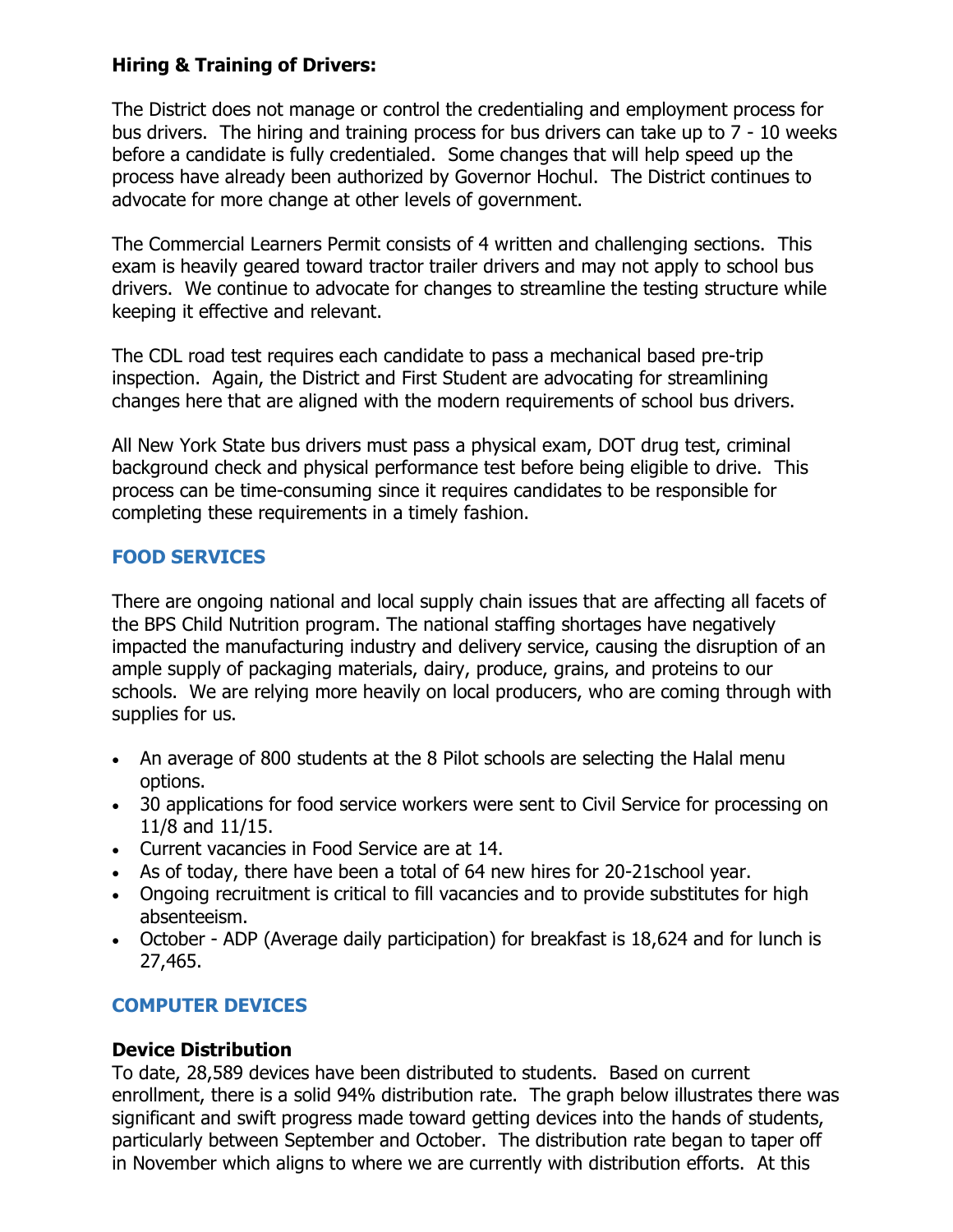**Hiring & Training of Drivers:**

The District does not manage or control the credentialing and employment process for bus drivers. The hiring and training process for bus drivers can take up to 7 - 10 weeks before a candidate is fully credentialed. Some changes that will help speed up the process have already been authorized by Governor Hochul. The District continues to advocate for more change at other levels of government.

The Commercial Learners Permit consists of 4 written and challenging sections. This exam is heavily geared toward tractor trailer drivers and may not apply to school bus drivers. We continue to advocate for changes to streamline the testing structure while keeping it effective and relevant.

The CDL road test requires each candidate to pass a mechanical based pre-trip inspection. Again, the District and First Student are advocating for streamlining changes here that are aligned with the modern requirements of school bus drivers.

All New York State bus drivers must pass a physical exam, DOT drug test, criminal background check and physical performance test before being eligible to drive. This process can be time-consuming since it requires candidates to be responsible for completing these requirements in a timely fashion.

## FOOD SERVICES

There are ongoing national and local supply chain issues that are affecting all facets of the BPS Child Nutrition program. The national staffing shortages have negatively impacted the manufacturing industry and delivery service, causing the disruption of an ample supply of packaging materials, dairy, produce, grains, and proteins to our schools. We are relying more heavily on local producers, who are coming through with supplies for us.

- An average of 800 students at the 8 Pilot schools are selecting the Halal menu options.
- 30 applications for food service workers were sent to Civil Service for processing on 11/8 and 11/15.
- Current vacancies in Food Service are at 14.
- As of today, there have been a total of 64 new hires for 20-21school year.
- Ongoing recruitment is critical to fill vacancies and to provide substitutes for high absenteeism.
- October - ADP (Average daily participation) for breakfast is 18,624 and for lunch is 27,465.

## COMPUTER DEVICES

### Device Distribution

To date, 28,589 devices have been distributed to students. Based on current enrollment, there is a solid 94% distribution rate. The graph below illustrates there was significant and swift progress made toward getting devices into the hands of students, particularly between September and October. The distribution rate began to taper off in November which aligns to where we are currently with distribution efforts. At this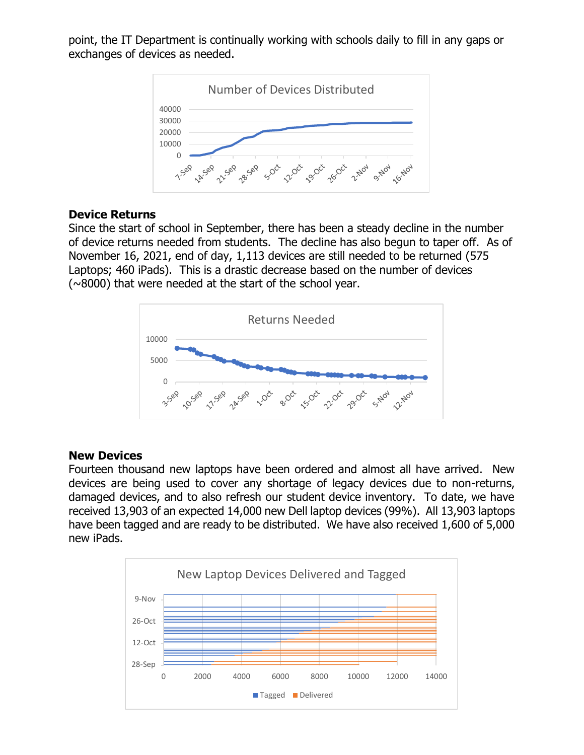point, the IT Department is continually working with schools daily to fill in any gaps or exchanges of devices as needed.

**Device Returns**

Since the start of school in September, there has been a steady decline in the number of device returns needed from students. The decline has also begun to taper off. As of November 16, 2021, end of day, 1,113 devices are still needed to be returned (575 Laptops; 460 iPads). This is a drastic decrease based on the number of devices (~8000) that were needed at the start of the school year.

**New Devices**

Fourteen thousand new laptops have been ordered and almost all have arrived. New devices are being used to cover any shortage of legacy devices due to non-returns, damaged devices, and to also refresh our student device inventory. To date, we have received 13,903 of an expected 14,000 new Dell laptop devices (99%). All 13,903 laptops have been tagged and are ready to be distributed. We have also received 1,600 of 5,000 new iPads.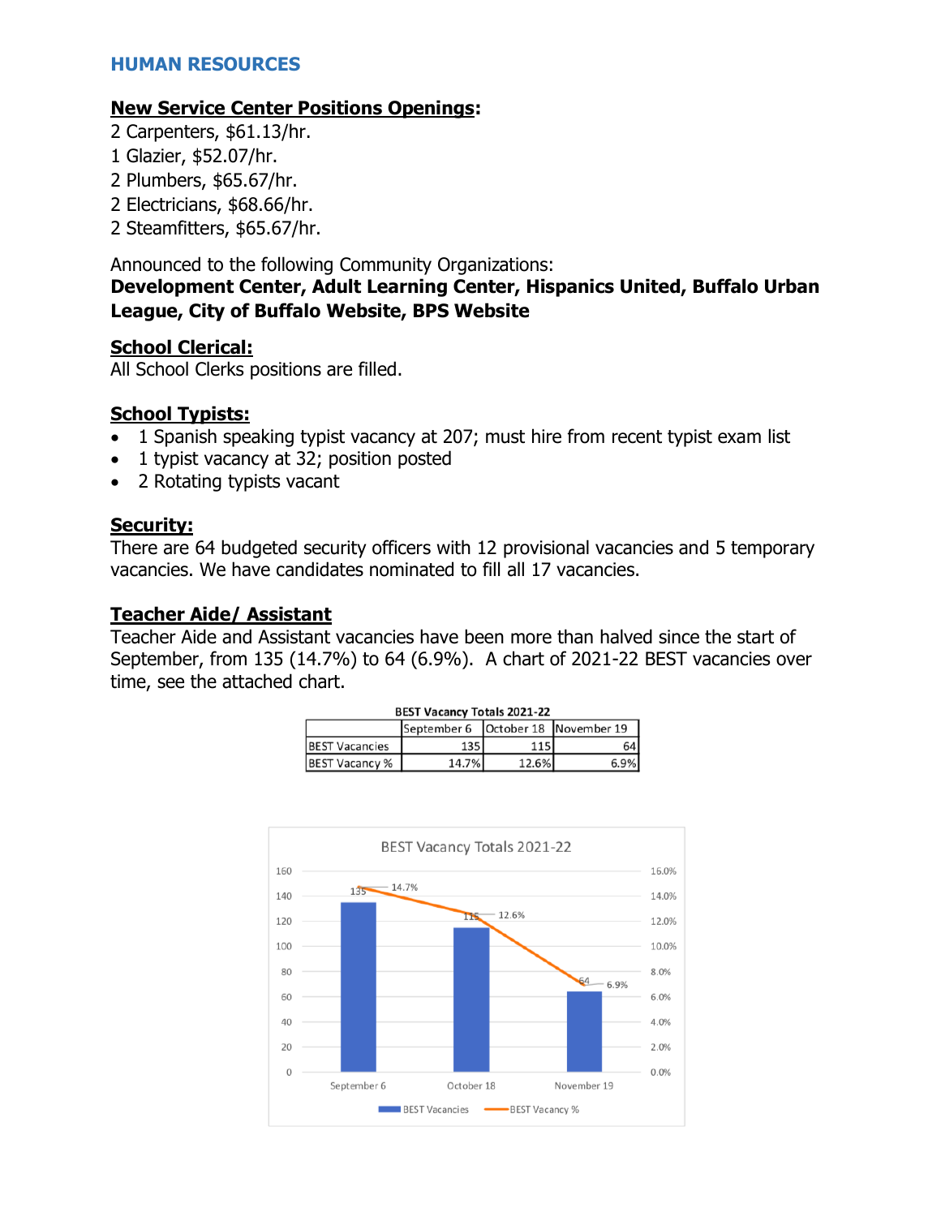## HUMAN RESOURCES

### New Service Center Positions Openings:

2 Carpenters, $61.13/hr.
1 Glazier, $52.07/hr.
2 Plumbers, $65.67/hr.
2 Electricians, $68.66/hr.
2 Steamfitters, $65.67/hr.

Announced to the following Community Organizations:
**Development Center, Adult Learning Center, Hispanics United, Buffalo Urban League, City of Buffalo Website, BPS Website**

### School Clerical:

All School Clerks positions are filled.

### School Typists:

- 1 Spanish speaking typist vacancy at 207; must hire from recent typist exam list
- 1 typist vacancy at 32; position posted
- 2 Rotating typists vacant

### Security:

There are 64 budgeted security officers with 12 provisional vacancies and 5 temporary vacancies. We have candidates nominated to fill all 17 vacancies.

### Teacher Aide/ Assistant

Teacher Aide and Assistant vacancies have been more than halved since the start of September, from 135 (14.7%) to 64 (6.9%). A chart of 2021-22 BEST vacancies over time, see the attached chart.

**BEST Vacancy Totals 2021-22**

| | September 6 | October 18 | November 19 |
|---|---|---|---|
| BEST Vacancies | 135 | 115 | 64 |
| BEST Vacancy % | 14.7% | 12.6% | 6.9% |

BEST Vacancy Totals 2021-22

| | BEST Vacancies | BEST Vacancy % |
|---|---|---|
| September 6 | 135 | 14.7% |
| October 18 | 115 | 12.6% |
| November 19 | 64 | 6.9% |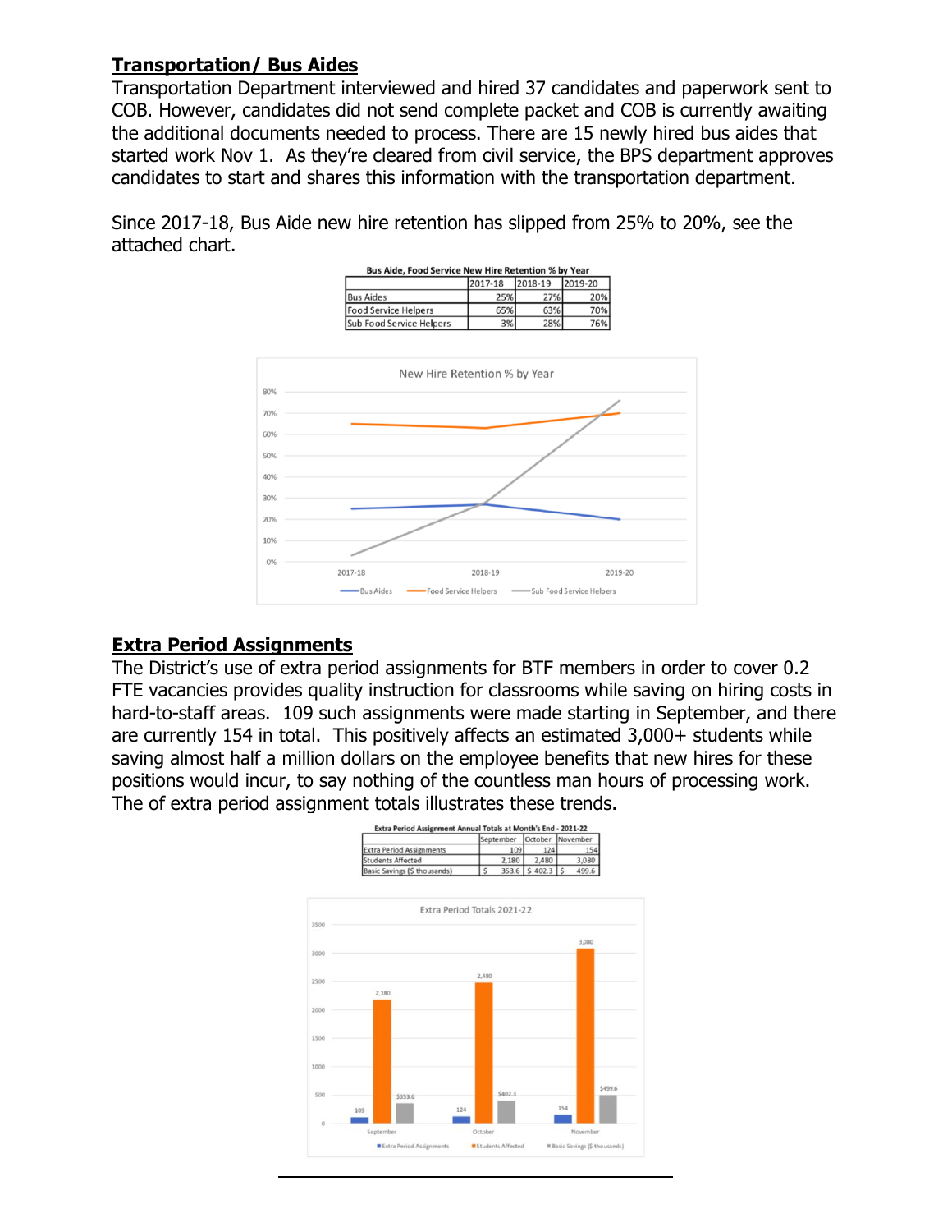## Transportation/ Bus Aides

Transportation Department interviewed and hired 37 candidates and paperwork sent to COB. However, candidates did not send complete packet and COB is currently awaiting the additional documents needed to process. There are 15 newly hired bus aides that started work Nov 1. As they're cleared from civil service, the BPS department approves candidates to start and shares this information with the transportation department.

Since 2017-18, Bus Aide new hire retention has slipped from 25% to 20%, see the attached chart.

**Bus Aide, Food Service New Hire Retention % by Year**

| | 2017-18 | 2018-19 | 2019-20 |
|---|---|---|---|
| Bus Aides | 25% | 27% | 20% |
| Food Service Helpers | 65% | 63% | 70% |
| Sub Food Service Helpers | 3% | 28% | 76% |

## Extra Period Assignments

The District's use of extra period assignments for BTF members in order to cover 0.2 FTE vacancies provides quality instruction for classrooms while saving on hiring costs in hard-to-staff areas. 109 such assignments were made starting in September, and there are currently 154 in total. This positively affects an estimated 3,000+ students while saving almost half a million dollars on the employee benefits that new hires for these positions would incur, to say nothing of the countless man hours of processing work. The of extra period assignment totals illustrates these trends.

**Extra Period Assignment Annual Totals at Month's End - 2021-22**

| | September | October | November |
|---|---|---|---|
| Extra Period Assignments | 109 | 124 | 154 |
| Students Affected | 2,180 | 2,480 | 3,080 |
| Basic Savings ($ thousands) | $ 353.6 | $ 402.3 | $ 499.6 |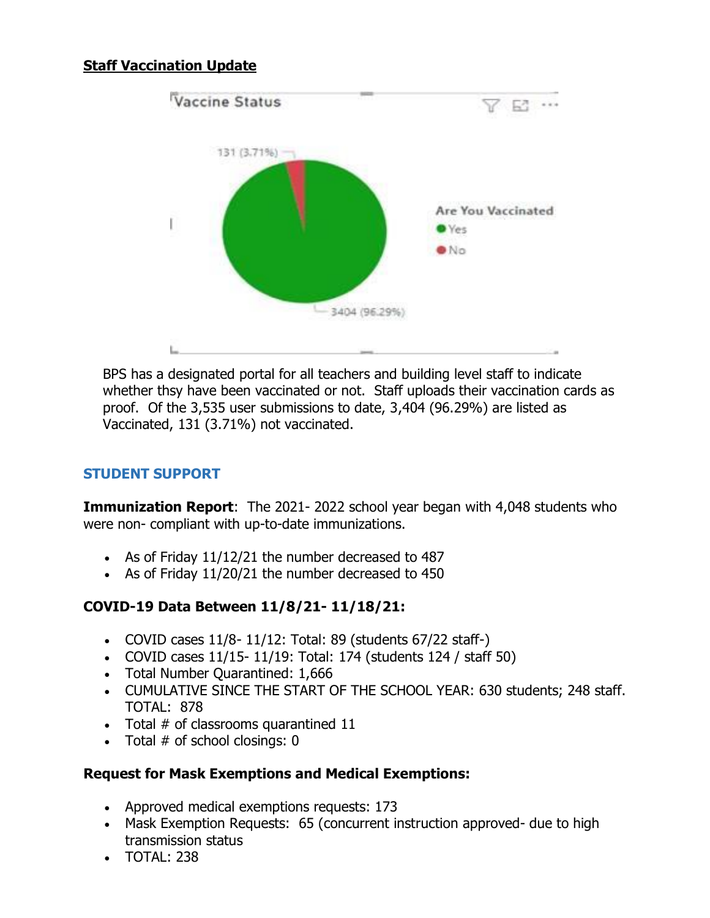**Staff Vaccination Update**

BPS has a designated portal for all teachers and building level staff to indicate whether thsy have been vaccinated or not. Staff uploads their vaccination cards as proof. Of the 3,535 user submissions to date, 3,404 (96.29%) are listed as Vaccinated, 131 (3.71%) not vaccinated.

## STUDENT SUPPORT

**Immunization Report**: The 2021- 2022 school year began with 4,048 students who were non- compliant with up-to-date immunizations.

- As of Friday 11/12/21 the number decreased to 487
- As of Friday 11/20/21 the number decreased to 450

**COVID-19 Data Between 11/8/21- 11/18/21:**

- COVID cases 11/8- 11/12: Total: 89 (students 67/22 staff-)
- COVID cases 11/15- 11/19: Total: 174 (students 124 / staff 50)
- Total Number Quarantined: 1,666
- CUMULATIVE SINCE THE START OF THE SCHOOL YEAR: 630 students; 248 staff. TOTAL: 878
- Total # of classrooms quarantined 11
- Total # of school closings: 0

**Request for Mask Exemptions and Medical Exemptions:**

- Approved medical exemptions requests: 173
- Mask Exemption Requests: 65 (concurrent instruction approved- due to high transmission status
- TOTAL: 238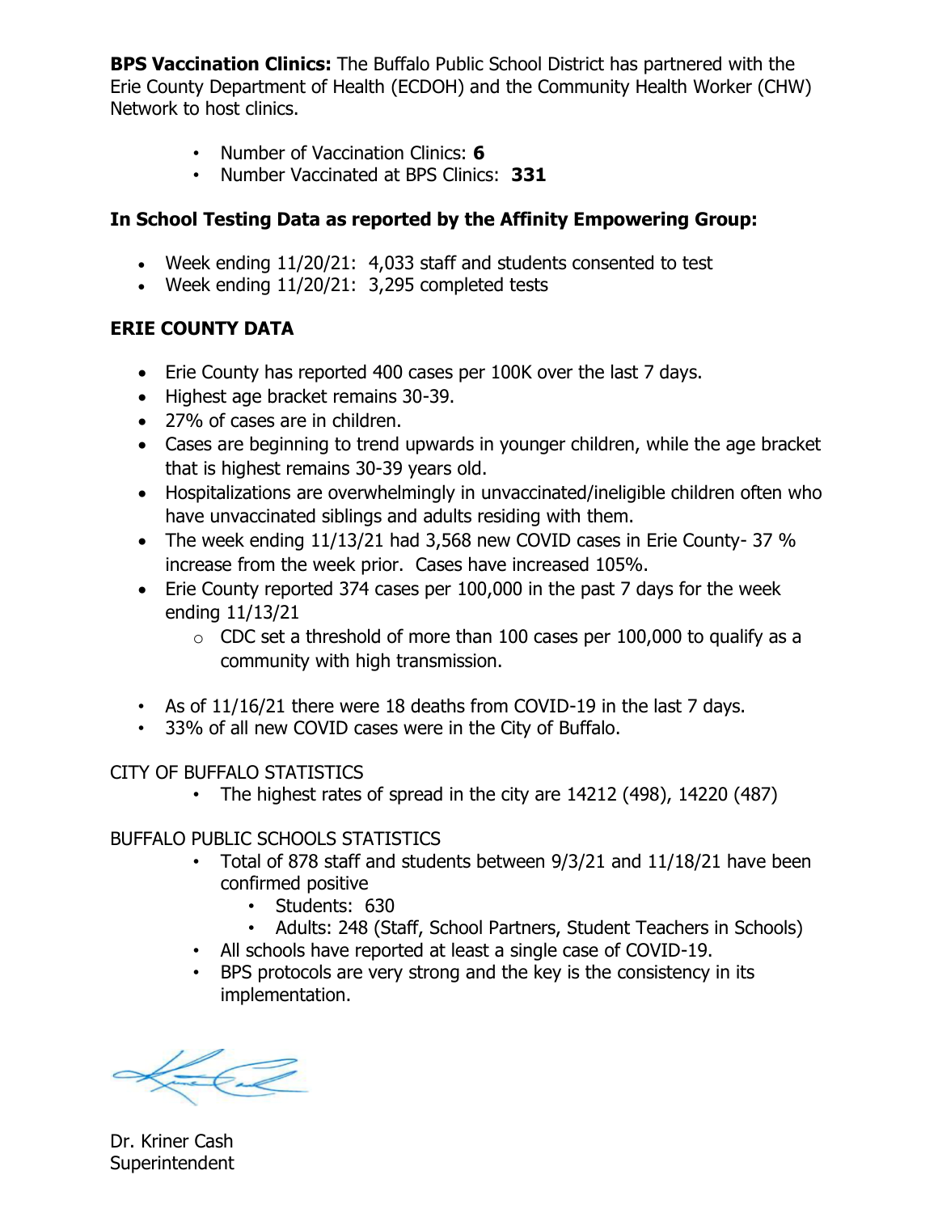**BPS Vaccination Clinics:** The Buffalo Public School District has partnered with the Erie County Department of Health (ECDOH) and the Community Health Worker (CHW) Network to host clinics.

- Number of Vaccination Clinics: **6**
- Number Vaccinated at BPS Clinics: **331**

**In School Testing Data as reported by the Affinity Empowering Group:**

- Week ending 11/20/21: 4,033 staff and students consented to test
- Week ending 11/20/21: 3,295 completed tests

**ERIE COUNTY DATA**

- Erie County has reported 400 cases per 100K over the last 7 days.
- Highest age bracket remains 30-39.
- 27% of cases are in children.
- Cases are beginning to trend upwards in younger children, while the age bracket that is highest remains 30-39 years old.
- Hospitalizations are overwhelmingly in unvaccinated/ineligible children often who have unvaccinated siblings and adults residing with them.
- The week ending 11/13/21 had 3,568 new COVID cases in Erie County- 37 % increase from the week prior. Cases have increased 105%.
- Erie County reported 374 cases per 100,000 in the past 7 days for the week ending 11/13/21
  - CDC set a threshold of more than 100 cases per 100,000 to qualify as a community with high transmission.
- As of 11/16/21 there were 18 deaths from COVID-19 in the last 7 days.
- 33% of all new COVID cases were in the City of Buffalo.

CITY OF BUFFALO STATISTICS

- The highest rates of spread in the city are 14212 (498), 14220 (487)

BUFFALO PUBLIC SCHOOLS STATISTICS

- Total of 878 staff and students between 9/3/21 and 11/18/21 have been confirmed positive
  - Students: 630
  - Adults: 248 (Staff, School Partners, Student Teachers in Schools)
- All schools have reported at least a single case of COVID-19.
- BPS protocols are very strong and the key is the consistency in its implementation.

Dr. Kriner Cash
Superintendent